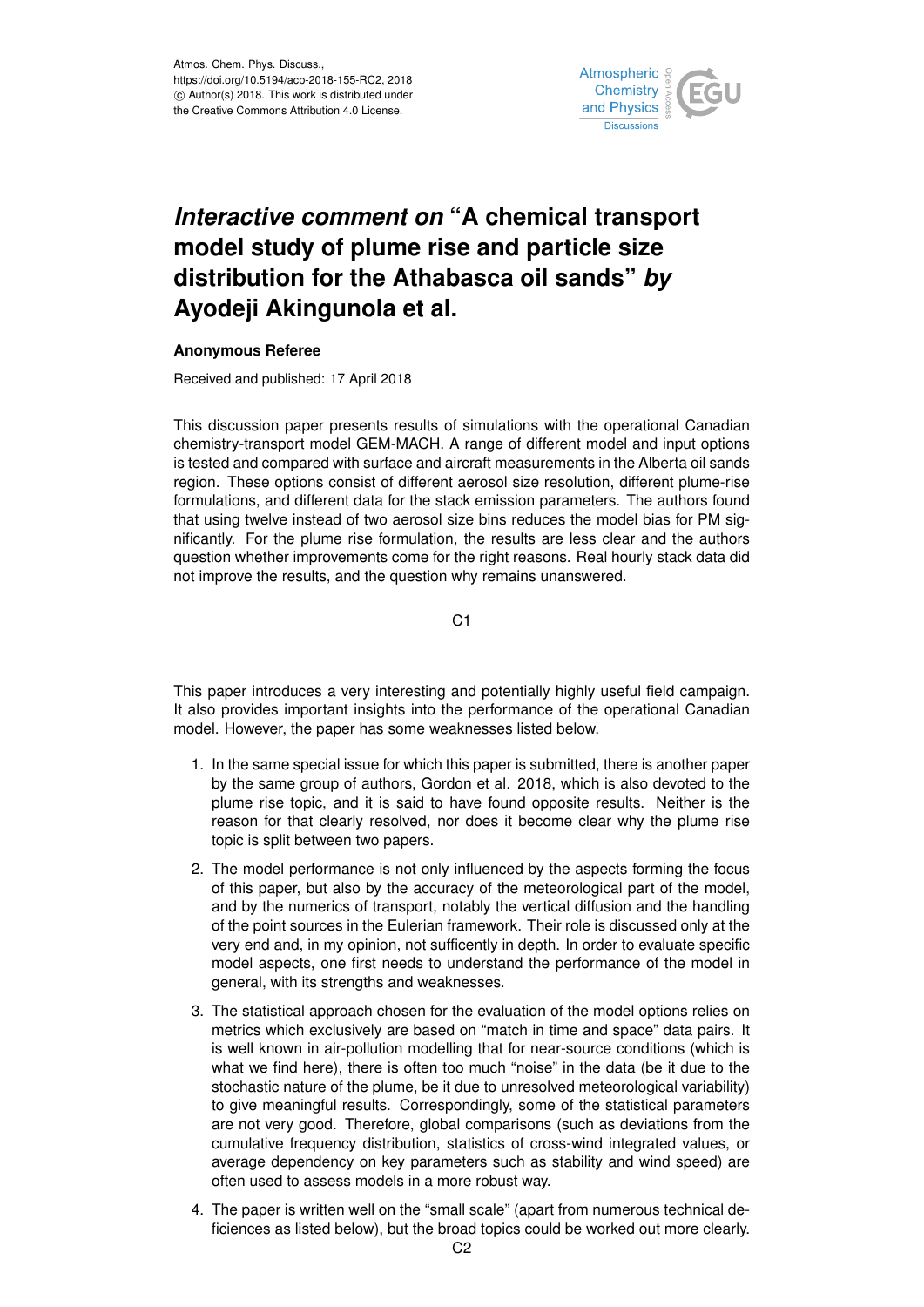# *Interactive comment on* "A chemical transport model study of plume rise and particle size distribution for the Athabasca oil sands" *by* Ayodeji Akingunola et al.

**Anonymous Referee**

Received and published: 17 April 2018

This discussion paper presents results of simulations with the operational Canadian chemistry-transport model GEM-MACH. A range of different model and input options is tested and compared with surface and aircraft measurements in the Alberta oil sands region. These options consist of different aerosol size resolution, different plume-rise formulations, and different data for the stack emission parameters. The authors found that using twelve instead of two aerosol size bins reduces the model bias for PM significantly. For the plume rise formulation, the results are less clear and the authors question whether improvements come for the right reasons. Real hourly stack data did not improve the results, and the question why remains unanswered.

This paper introduces a very interesting and potentially highly useful field campaign. It also provides important insights into the performance of the operational Canadian model. However, the paper has some weaknesses listed below.

1. In the same special issue for which this paper is submitted, there is another paper by the same group of authors, Gordon et al. 2018, which is also devoted to the plume rise topic, and it is said to have found opposite results. Neither is the reason for that clearly resolved, nor does it become clear why the plume rise topic is split between two papers.
2. The model performance is not only influenced by the aspects forming the focus of this paper, but also by the accuracy of the meteorological part of the model, and by the numerics of transport, notably the vertical diffusion and the handling of the point sources in the Eulerian framework. Their role is discussed only at the very end and, in my opinion, not sufficently in depth. In order to evaluate specific model aspects, one first needs to understand the performance of the model in general, with its strengths and weaknesses.
3. The statistical approach chosen for the evaluation of the model options relies on metrics which exclusively are based on "match in time and space" data pairs. It is well known in air-pollution modelling that for near-source conditions (which is what we find here), there is often too much "noise" in the data (be it due to the stochastic nature of the plume, be it due to unresolved meteorological variability) to give meaningful results. Correspondingly, some of the statistical parameters are not very good. Therefore, global comparisons (such as deviations from the cumulative frequency distribution, statistics of cross-wind integrated values, or average dependency on key parameters such as stability and wind speed) are often used to assess models in a more robust way.
4. The paper is written well on the "small scale" (apart from numerous technical deficiences as listed below), but the broad topics could be worked out more clearly.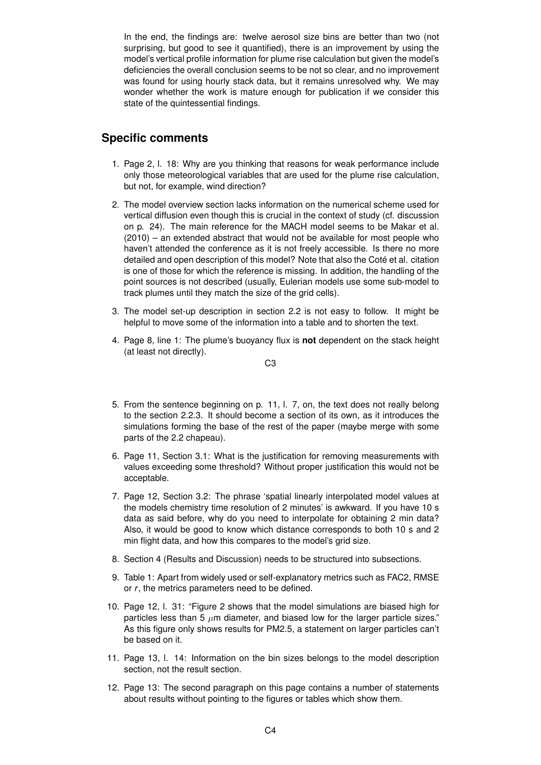In the end, the findings are: twelve aerosol size bins are better than two (not surprising, but good to see it quantified), there is an improvement by using the model's vertical profile information for plume rise calculation but given the model's deficiencies the overall conclusion seems to be not so clear, and no improvement was found for using hourly stack data, but it remains unresolved why. We may wonder whether the work is mature enough for publication if we consider this state of the quintessential findings.

## Specific comments

1. Page 2, l. 18: Why are you thinking that reasons for weak performance include only those meteorological variables that are used for the plume rise calculation, but not, for example, wind direction?
2. The model overview section lacks information on the numerical scheme used for vertical diffusion even though this is crucial in the context of study (cf. discussion on p. 24). The main reference for the MACH model seems to be Makar et al. (2010) – an extended abstract that would not be available for most people who haven't attended the conference as it is not freely accessible. Is there no more detailed and open description of this model? Note that also the Coté et al. citation is one of those for which the reference is missing. In addition, the handling of the point sources is not described (usually, Eulerian models use some sub-model to track plumes until they match the size of the grid cells).
3. The model set-up description in section 2.2 is not easy to follow. It might be helpful to move some of the information into a table and to shorten the text.
4. Page 8, line 1: The plume's buoyancy flux is **not** dependent on the stack height (at least not directly).
5. From the sentence beginning on p. 11, l. 7, on, the text does not really belong to the section 2.2.3. It should become a section of its own, as it introduces the simulations forming the base of the rest of the paper (maybe merge with some parts of the 2.2 chapeau).
6. Page 11, Section 3.1: What is the justification for removing measurements with values exceeding some threshold? Without proper justification this would not be acceptable.
7. Page 12, Section 3.2: The phrase 'spatial linearly interpolated model values at the models chemistry time resolution of 2 minutes' is awkward. If you have 10 s data as said before, why do you need to interpolate for obtaining 2 min data? Also, it would be good to know which distance corresponds to both 10 s and 2 min flight data, and how this compares to the model's grid size.
8. Section 4 (Results and Discussion) needs to be structured into subsections.
9. Table 1: Apart from widely used or self-explanatory metrics such as FAC2, RMSE or $r$, the metrics parameters need to be defined.
10. Page 12, l. 31: "Figure 2 shows that the model simulations are biased high for particles less than 5 $\mu$m diameter, and biased low for the larger particle sizes." As this figure only shows results for PM2.5, a statement on larger particles can't be based on it.
11. Page 13, l. 14: Information on the bin sizes belongs to the model description section, not the result section.
12. Page 13: The second paragraph on this page contains a number of statements about results without pointing to the figures or tables which show them.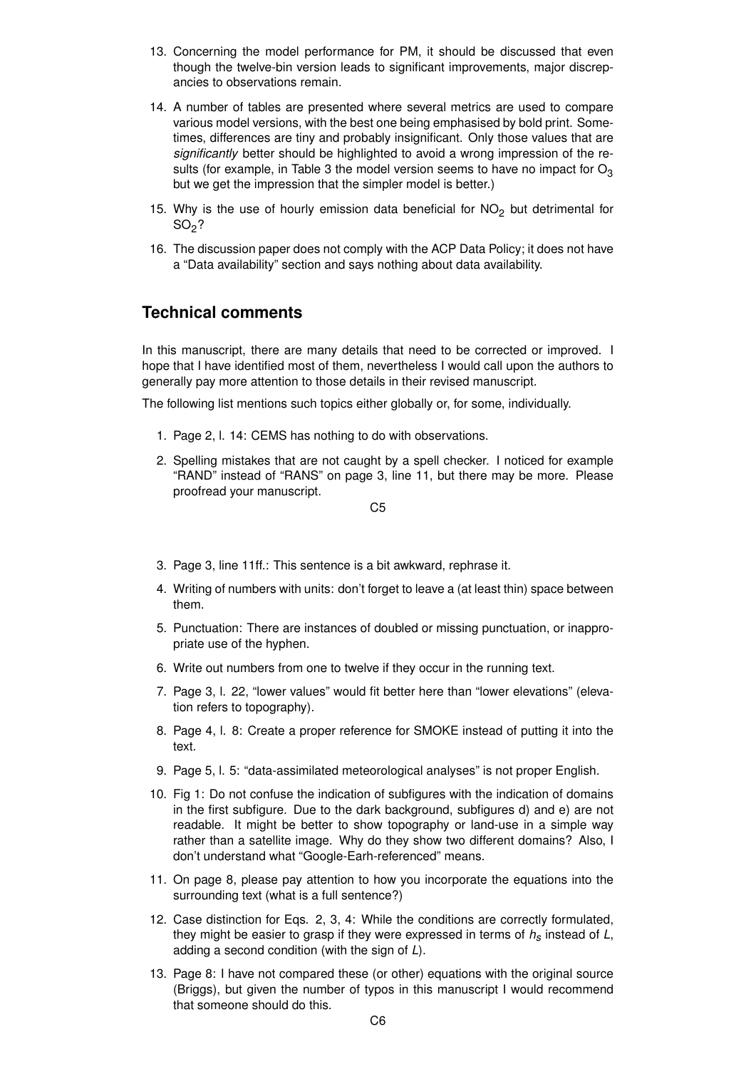13. Concerning the model performance for PM, it should be discussed that even though the twelve-bin version leads to significant improvements, major discrepancies to observations remain.

14. A number of tables are presented where several metrics are used to compare various model versions, with the best one being emphasised by bold print. Sometimes, differences are tiny and probably insignificant. Only those values that are *significantly* better should be highlighted to avoid a wrong impression of the results (for example, in Table 3 the model version seems to have no impact for $O_3$ but we get the impression that the simpler model is better.)

15. Why is the use of hourly emission data beneficial for $NO_2$ but detrimental for $SO_2$?

16. The discussion paper does not comply with the ACP Data Policy; it does not have a "Data availability" section and says nothing about data availability.

## Technical comments

In this manuscript, there are many details that need to be corrected or improved. I hope that I have identified most of them, nevertheless I would call upon the authors to generally pay more attention to those details in their revised manuscript.

The following list mentions such topics either globally or, for some, individually.

1. Page 2, l. 14: CEMS has nothing to do with observations.

2. Spelling mistakes that are not caught by a spell checker. I noticed for example "RAND" instead of "RANS" on page 3, line 11, but there may be more. Please proofread your manuscript.

3. Page 3, line 11ff.: This sentence is a bit awkward, rephrase it.

4. Writing of numbers with units: don't forget to leave a (at least thin) space between them.

5. Punctuation: There are instances of doubled or missing punctuation, or inappropriate use of the hyphen.

6. Write out numbers from one to twelve if they occur in the running text.

7. Page 3, l. 22, "lower values" would fit better here than "lower elevations" (elevation refers to topography).

8. Page 4, l. 8: Create a proper reference for SMOKE instead of putting it into the text.

9. Page 5, l. 5: "data-assimilated meteorological analyses" is not proper English.

10. Fig 1: Do not confuse the indication of subfigures with the indication of domains in the first subfigure. Due to the dark background, subfigures d) and e) are not readable. It might be better to show topography or land-use in a simple way rather than a satellite image. Why do they show two different domains? Also, I don't understand what "Google-Earh-referenced" means.

11. On page 8, please pay attention to how you incorporate the equations into the surrounding text (what is a full sentence?)

12. Case distinction for Eqs. 2, 3, 4: While the conditions are correctly formulated, they might be easier to grasp if they were expressed in terms of $h_s$ instead of $L$, adding a second condition (with the sign of $L$).

13. Page 8: I have not compared these (or other) equations with the original source (Briggs), but given the number of typos in this manuscript I would recommend that someone should do this.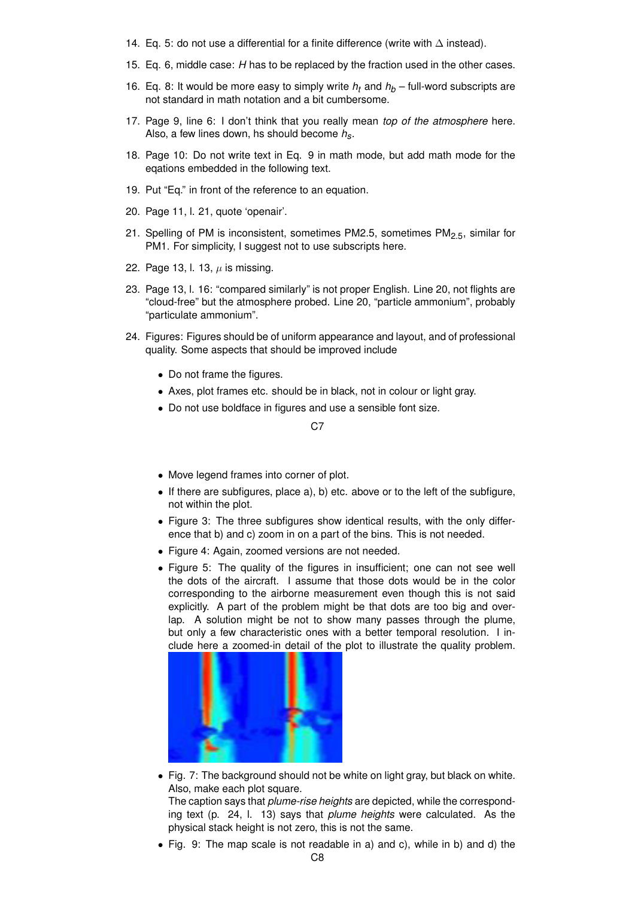14. Eq. 5: do not use a differential for a finite difference (write with $\Delta$ instead).
15. Eq. 6, middle case: $H$ has to be replaced by the fraction used in the other cases.
16. Eq. 8: It would be more easy to simply write $h_t$ and $h_b$ – full-word subscripts are not standard in math notation and a bit cumbersome.
17. Page 9, line 6: I don't think that you really mean *top of the atmosphere* here. Also, a few lines down, hs should become $h_s$.
18. Page 10: Do not write text in Eq. 9 in math mode, but add math mode for the eqations embedded in the following text.
19. Put "Eq." in front of the reference to an equation.
20. Page 11, l. 21, quote 'openair'.
21. Spelling of PM is inconsistent, sometimes PM2.5, sometimes $PM_{2.5}$, similar for PM1. For simplicity, I suggest not to use subscripts here.
22. Page 13, l. 13, $\mu$ is missing.
23. Page 13, l. 16: "compared similarly" is not proper English. Line 20, not flights are "cloud-free" but the atmosphere probed. Line 20, "particle ammonium", probably "particulate ammonium".
24. Figures: Figures should be of uniform appearance and layout, and of professional quality. Some aspects that should be improved include
    - Do not frame the figures.
    - Axes, plot frames etc. should be in black, not in colour or light gray.
    - Do not use boldface in figures and use a sensible font size.
    - Move legend frames into corner of plot.
    - If there are subfigures, place a), b) etc. above or to the left of the subfigure, not within the plot.
    - Figure 3: The three subfigures show identical results, with the only difference that b) and c) zoom in on a part of the bins. This is not needed.
    - Figure 4: Again, zoomed versions are not needed.
    - Figure 5: The quality of the figures in insufficient; one can not see well the dots of the aircraft. I assume that those dots would be in the color corresponding to the airborne measurement even though this is not said explicitly. A part of the problem might be that dots are too big and overlap. A solution might be not to show many passes through the plume, but only a few characteristic ones with a better temporal resolution. I include here a zoomed-in detail of the plot to illustrate the quality problem.
    - Fig. 7: The background should not be white on light gray, but black on white. Also, make each plot square.
      The caption says that *plume-rise heights* are depicted, while the corresponding text (p. 24, l. 13) says that *plume heights* were calculated. As the physical stack height is not zero, this is not the same.
    - Fig. 9: The map scale is not readable in a) and c), while in b) and d) the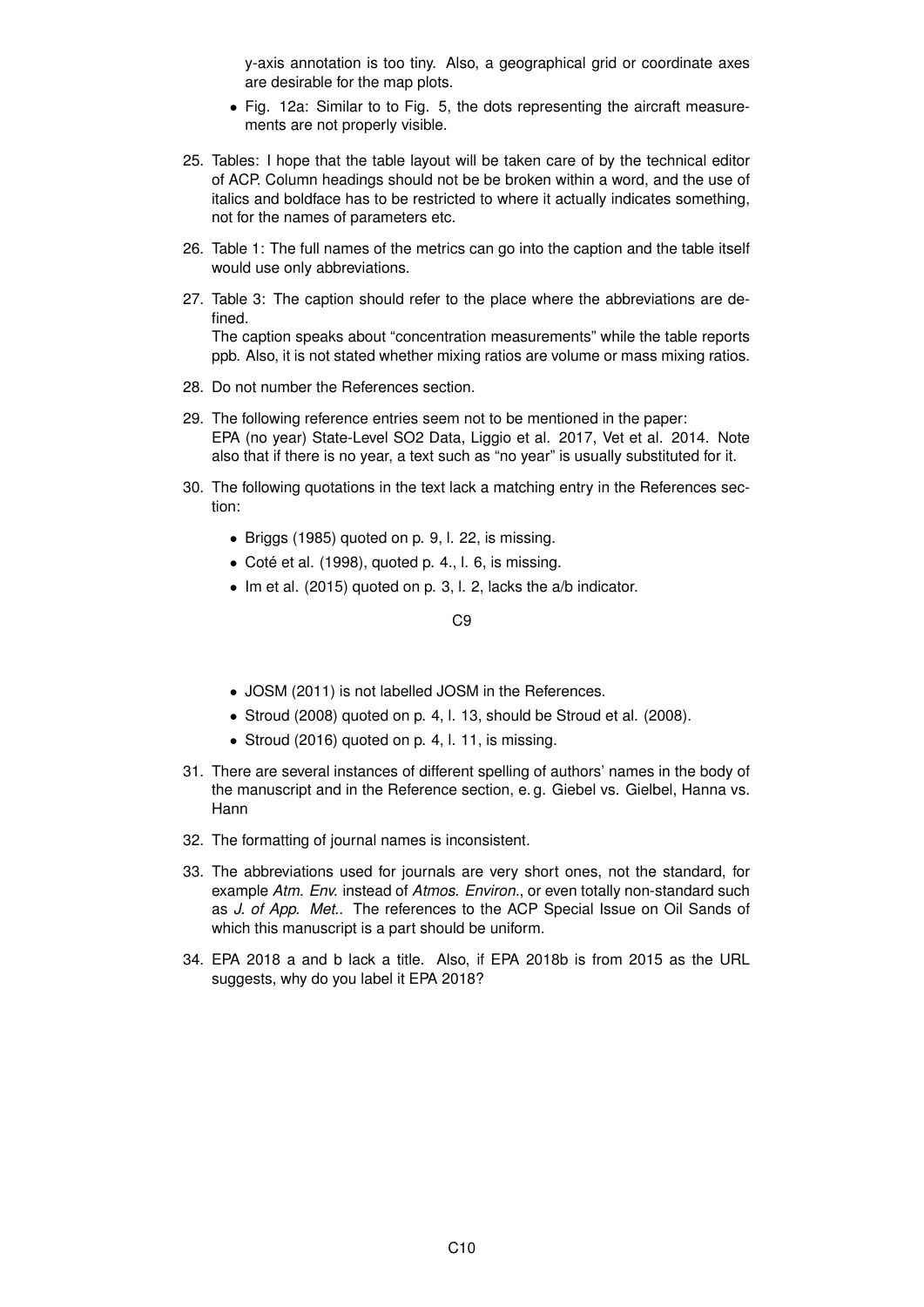y-axis annotation is too tiny. Also, a geographical grid or coordinate axes are desirable for the map plots.

- Fig. 12a: Similar to to Fig. 5, the dots representing the aircraft measurements are not properly visible.

25. Tables: I hope that the table layout will be taken care of by the technical editor of ACP. Column headings should not be be broken within a word, and the use of italics and boldface has to be restricted to where it actually indicates something, not for the names of parameters etc.

26. Table 1: The full names of the metrics can go into the caption and the table itself would use only abbreviations.

27. Table 3: The caption should refer to the place where the abbreviations are defined.
The caption speaks about "concentration measurements" while the table reports ppb. Also, it is not stated whether mixing ratios are volume or mass mixing ratios.

28. Do not number the References section.

29. The following reference entries seem not to be mentioned in the paper:
EPA (no year) State-Level SO2 Data, Liggio et al. 2017, Vet et al. 2014. Note also that if there is no year, a text such as "no year" is usually substituted for it.

30. The following quotations in the text lack a matching entry in the References section:

    - Briggs (1985) quoted on p. 9, l. 22, is missing.
    - Coté et al. (1998), quoted p. 4., l. 6, is missing.
    - Im et al. (2015) quoted on p. 3, l. 2, lacks the a/b indicator.
    - JOSM (2011) is not labelled JOSM in the References.
    - Stroud (2008) quoted on p. 4, l. 13, should be Stroud et al. (2008).
    - Stroud (2016) quoted on p. 4, l. 11, is missing.

31. There are several instances of different spelling of authors' names in the body of the manuscript and in the Reference section, e. g. Giebel vs. Gielbel, Hanna vs. Hann

32. The formatting of journal names is inconsistent.

33. The abbreviations used for journals are very short ones, not the standard, for example *Atm. Env.* instead of *Atmos. Environ.*, or even totally non-standard such as *J. of App. Met.*. The references to the ACP Special Issue on Oil Sands of which this manuscript is a part should be uniform.

34. EPA 2018 a and b lack a title. Also, if EPA 2018b is from 2015 as the URL suggests, why do you label it EPA 2018?